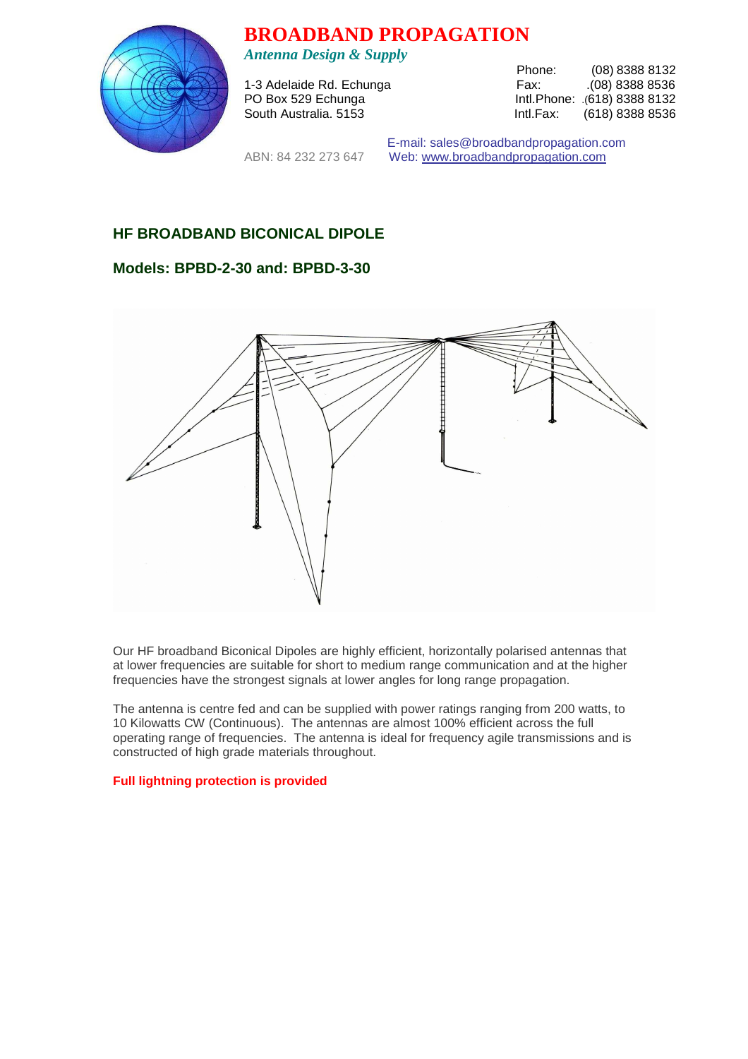# BROADBAND PROPAGATION

*Antenna Design & Supply*

1-3 Adelaide Rd. Echunga
PO Box 529 Echunga
South Australia. 5153

Phone: (08) 8388 8132
Fax: .(08) 8388 8536
Intl.Phone: .(618) 8388 8132
Intl.Fax: (618) 8388 8536

ABN: 84 232 273 647

E-mail: sales@broadbandpropagation.com
Web: www.broadbandpropagation.com

## HF BROADBAND BICONICAL DIPOLE

### Models: BPBD-2-30 and: BPBD-3-30

Our HF broadband Biconical Dipoles are highly efficient, horizontally polarised antennas that at lower frequencies are suitable for short to medium range communication and at the higher frequencies have the strongest signals at lower angles for long range propagation.

The antenna is centre fed and can be supplied with power ratings ranging from 200 watts, to 10 Kilowatts CW (Continuous). The antennas are almost 100% efficient across the full operating range of frequencies. The antenna is ideal for frequency agile transmissions and is constructed of high grade materials throughout.

**Full lightning protection is provided**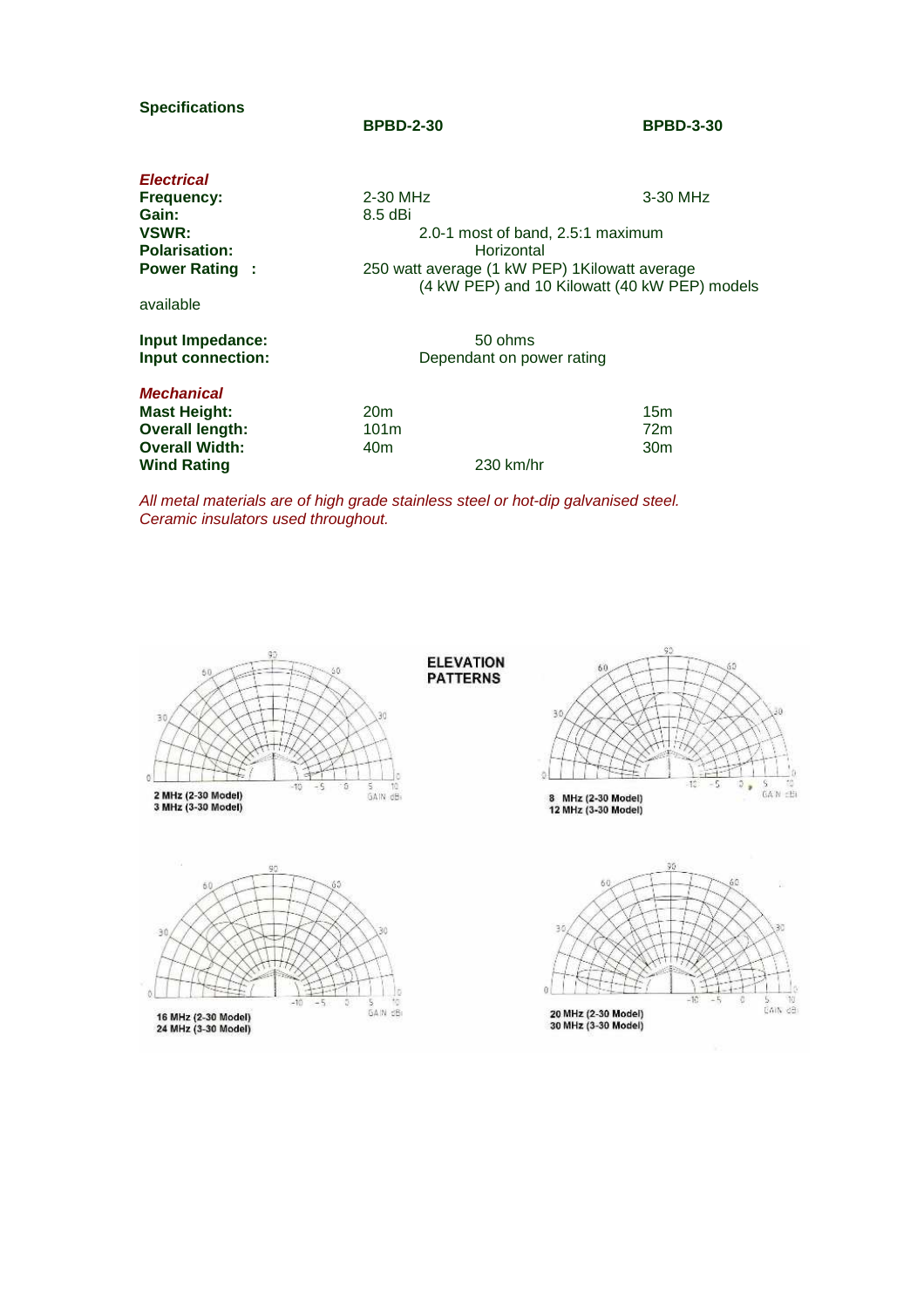**Specifications**

| | BPBD-2-30 | BPBD-3-30 |
|---|---|---|
| ***Electrical*** | | |
| **Frequency:** | 2-30 MHz | 3-30 MHz |
| **Gain:** | 8.5 dBi | |
| **VSWR:** | 2.0-1 most of band, 2.5:1 maximum | |
| **Polarisation:** | Horizontal | |
| **Power Rating :** | 250 watt average (1 kW PEP) 1Kilowatt average (4 kW PEP) and 10 Kilowatt (40 kW PEP) models available | |
| **Input Impedance:** | 50 ohms | |
| **Input connection:** | Dependant on power rating | |
| ***Mechanical*** | | |
| **Mast Height:** | 20m | 15m |
| **Overall length:** | 101m | 72m |
| **Overall Width:** | 40m | 30m |
| **Wind Rating** | 230 km/hr | |

*All metal materials are of high grade stainless steel or hot-dip galvanised steel.*
*Ceramic insulators used throughout.*

**ELEVATION PATTERNS**

2 MHz (2-30 Model)
3 MHz (3-30 Model)

8 MHz (2-30 Model)
12 MHz (3-30 Model)

16 MHz (2-30 Model)
24 MHz (3-30 Model)

20 MHz (2-30 Model)
30 MHz (3-30 Model)